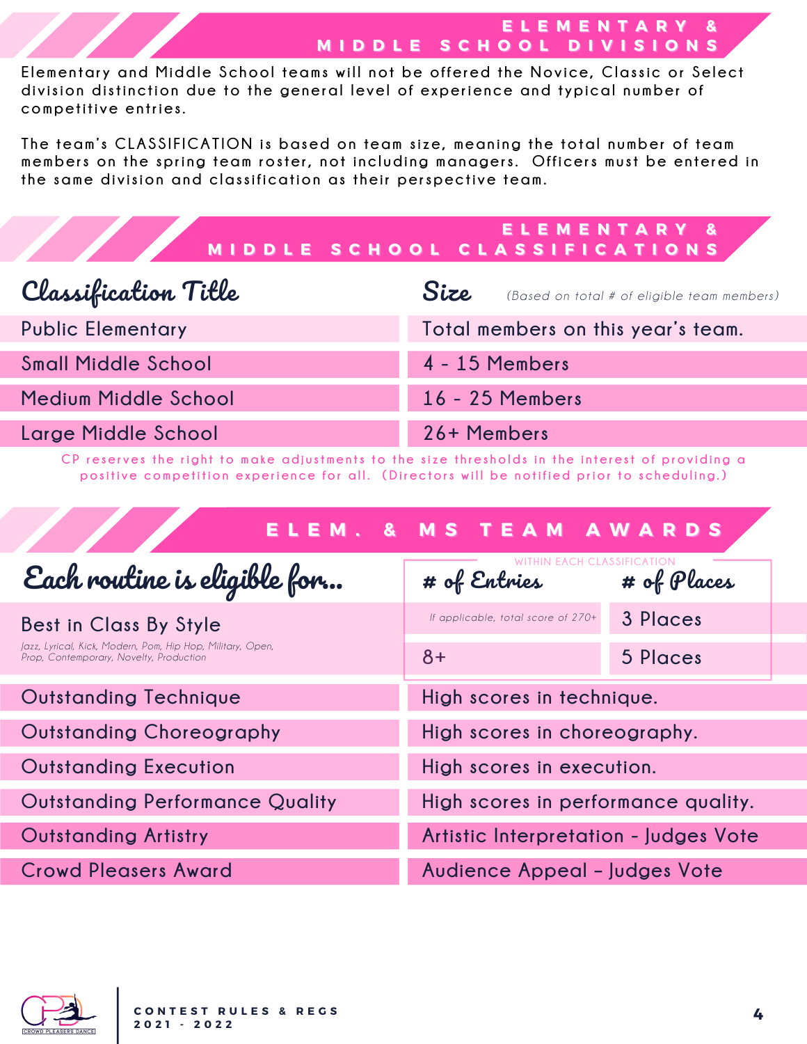## ELEMENTARY & MIDDLE SCHOOL DIVISIONS

Elementary and Middle School teams will not be offered the Novice, Classic or Select division distinction due to the general level of experience and typical number of competitive entries.

The team's CLASSIFICATION is based on team size, meaning the total number of team members on the spring team roster, not including managers. Officers must be entered in the same division and classification as their perspective team.

## ELEMENTARY & MIDDLE SCHOOL CLASSIFICATIONS

| Classification Title | Size *(Based on total # of eligible team members)* |
| --- | --- |
| Public Elementary | Total members on this year's team. |
| Small Middle School | 4 - 15 Members |
| Medium Middle School | 16 - 25 Members |
| Large Middle School | 26+ Members |

CP reserves the right to make adjustments to the size thresholds in the interest of providing a positive competition experience for all. (Directors will be notified prior to scheduling.)

## ELEM. & MS TEAM AWARDS

| Each routine is eligible for... | # of Entries (within each classification) | # of Places |
| --- | --- | --- |
| Best in Class By Style<br>*Jazz, Lyrical, Kick, Modern, Pom, Hip Hop, Military, Open, Prop, Contemporary, Novelty, Production* | *If applicable, total score of 270+* | 3 Places |
| | 8+ | 5 Places |

| Award | Criteria |
| --- | --- |
| Outstanding Technique | High scores in technique. |
| Outstanding Choreography | High scores in choreography. |
| Outstanding Execution | High scores in execution. |
| Outstanding Performance Quality | High scores in performance quality. |
| Outstanding Artistry | Artistic Interpretation - Judges Vote |
| Crowd Pleasers Award | Audience Appeal – Judges Vote |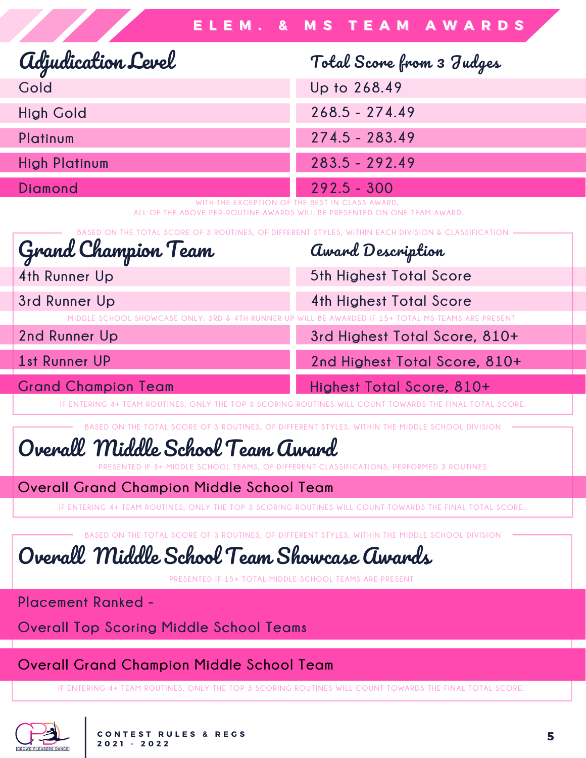# ELEM. & MS TEAM AWARDS

| Adjudication Level | Total Score from 3 Judges |
| --- | --- |
| Gold | Up to 268.49 |
| High Gold | 268.5 - 274.49 |
| Platinum | 274.5 - 283.49 |
| High Platinum | 283.5 - 292.49 |
| Diamond | 292.5 - 300 |

WITH THE EXCEPTION OF THE BEST IN CLASS AWARD, ALL OF THE ABOVE PER-ROUTINE AWARDS WILL BE PRESENTED ON ONE TEAM AWARD.

BASED ON THE TOTAL SCORE OF 3 ROUTINES, OF DIFFERENT STYLES, WITHIN EACH DIVISION & CLASSIFICATION

| Grand Champion Team | Award Description |
| --- | --- |
| 4th Runner Up | 5th Highest Total Score |
| 3rd Runner Up | 4th Highest Total Score |
| 2nd Runner Up | 3rd Highest Total Score, 810+ |
| 1st Runner UP | 2nd Highest Total Score, 810+ |
| Grand Champion Team | Highest Total Score, 810+ |

MIDDLE SCHOOL SHOWCASE ONLY: 3RD & 4TH RUNNER UP WILL BE AWARDED IF 15+ TOTAL MS TEAMS ARE PRESENT

IF ENTERING 4+ TEAM ROUTINES, ONLY THE TOP 3 SCORING ROUTINES WILL COUNT TOWARDS THE FINAL TOTAL SCORE.

BASED ON THE TOTAL SCORE OF 3 ROUTINES, OF DIFFERENT STYLES, WITHIN THE MIDDLE SCHOOL DIVISION

## Overall Middle School Team Award

PRESENTED IF 3+ MIDDLE SCHOOL TEAMS, OF DIFFERENT CLASSIFICATIONS, PERFORMED 3 ROUTINES

Overall Grand Champion Middle School Team

IF ENTERING 4+ TEAM ROUTINES, ONLY THE TOP 3 SCORING ROUTINES WILL COUNT TOWARDS THE FINAL TOTAL SCORE.

BASED ON THE TOTAL SCORE OF 3 ROUTINES, OF DIFFERENT STYLES, WITHIN THE MIDDLE SCHOOL DIVISION

## Overall Middle School Team Showcase Awards

PRESENTED IF 15+ TOTAL MIDDLE SCHOOL TEAMS ARE PRESENT

Placement Ranked - Overall Top Scoring Middle School Teams

Overall Grand Champion Middle School Team

IF ENTERING 4+ TEAM ROUTINES, ONLY THE TOP 3 SCORING ROUTINES WILL COUNT TOWARDS THE FINAL TOTAL SCORE.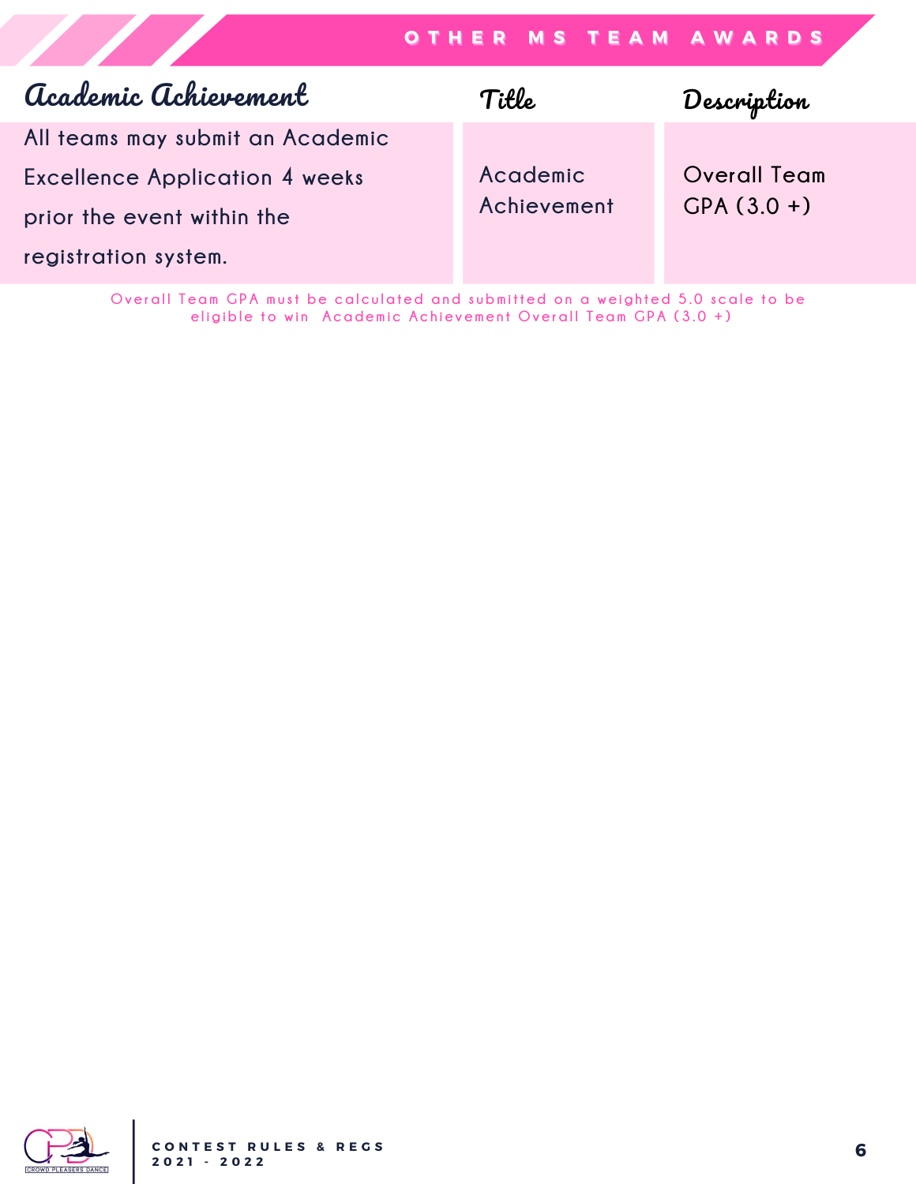## OTHER MS TEAM AWARDS

| Academic Achievement | Title | Description |
| --- | --- | --- |
| All teams may submit an Academic Excellence Application 4 weeks prior the event within the registration system. | Academic Achievement | Overall Team GPA (3.0 +) |

Overall Team GPA must be calculated and submitted on a weighted 5.0 scale to be eligible to win Academic Achievement Overall Team GPA (3.0 +)